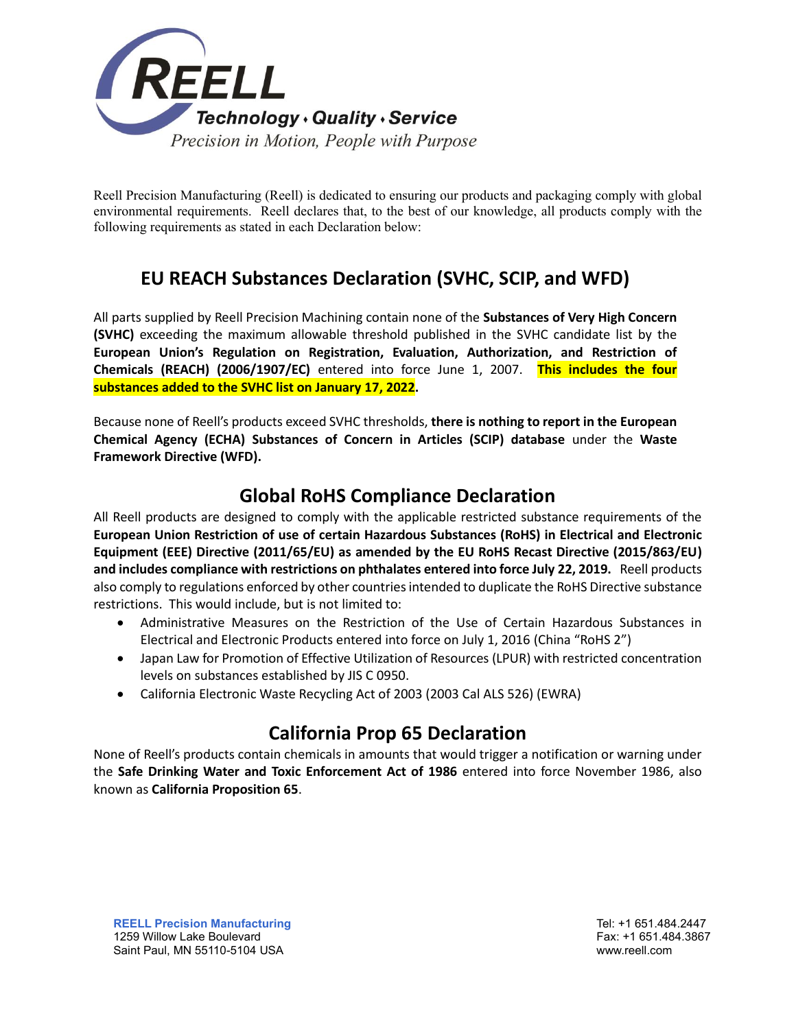REELL

*Technology ♦ Quality ♦ Service*

*Precision in Motion, People with Purpose*

Reell Precision Manufacturing (Reell) is dedicated to ensuring our products and packaging comply with global environmental requirements. Reell declares that, to the best of our knowledge, all products comply with the following requirements as stated in each Declaration below:

## EU REACH Substances Declaration (SVHC, SCIP, and WFD)

All parts supplied by Reell Precision Machining contain none of the **Substances of Very High Concern (SVHC)** exceeding the maximum allowable threshold published in the SVHC candidate list by the **European Union's Regulation on Registration, Evaluation, Authorization, and Restriction of Chemicals (REACH) (2006/1907/EC)** entered into force June 1, 2007. **This includes the four substances added to the SVHC list on January 17, 2022.**

Because none of Reell's products exceed SVHC thresholds, **there is nothing to report in the European Chemical Agency (ECHA) Substances of Concern in Articles (SCIP) database** under the **Waste Framework Directive (WFD).**

## Global RoHS Compliance Declaration

All Reell products are designed to comply with the applicable restricted substance requirements of the **European Union Restriction of use of certain Hazardous Substances (RoHS) in Electrical and Electronic Equipment (EEE) Directive (2011/65/EU) as amended by the EU RoHS Recast Directive (2015/863/EU) and includes compliance with restrictions on phthalates entered into force July 22, 2019.** Reell products also comply to regulations enforced by other countries intended to duplicate the RoHS Directive substance restrictions. This would include, but is not limited to:

- Administrative Measures on the Restriction of the Use of Certain Hazardous Substances in Electrical and Electronic Products entered into force on July 1, 2016 (China "RoHS 2")
- Japan Law for Promotion of Effective Utilization of Resources (LPUR) with restricted concentration levels on substances established by JIS C 0950.
- California Electronic Waste Recycling Act of 2003 (2003 Cal ALS 526) (EWRA)

## California Prop 65 Declaration

None of Reell's products contain chemicals in amounts that would trigger a notification or warning under the **Safe Drinking Water and Toxic Enforcement Act of 1986** entered into force November 1986, also known as **California Proposition 65**.

**REELL Precision Manufacturing**
1259 Willow Lake Boulevard
Saint Paul, MN 55110-5104 USA

Tel: +1 651.484.2447
Fax: +1 651.484.3867
www.reell.com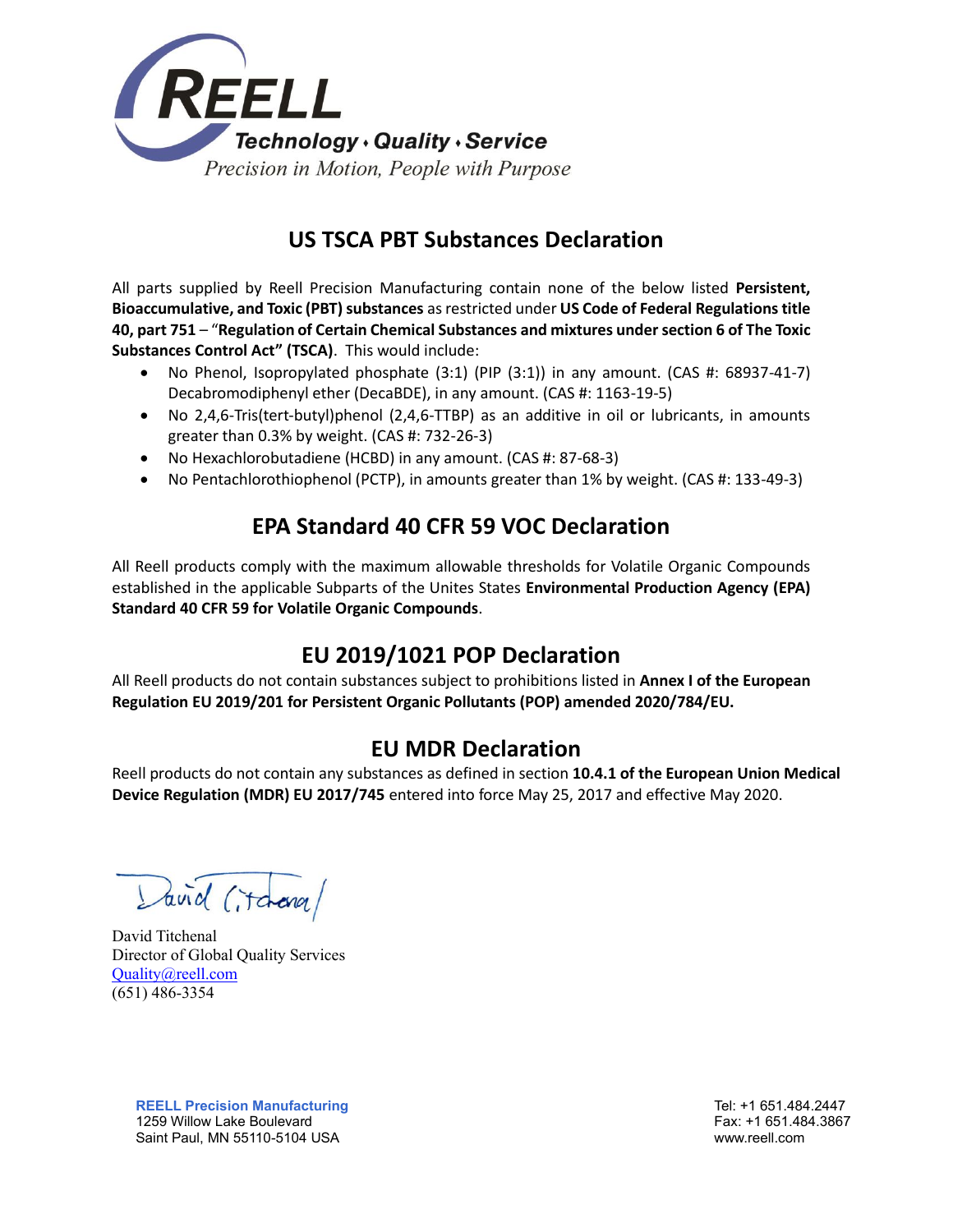**REELL**

*Technology • Quality • Service*

*Precision in Motion, People with Purpose*

## US TSCA PBT Substances Declaration

All parts supplied by Reell Precision Manufacturing contain none of the below listed **Persistent, Bioaccumulative, and Toxic (PBT) substances** as restricted under **US Code of Federal Regulations title 40, part 751** – "**Regulation of Certain Chemical Substances and mixtures under section 6 of The Toxic Substances Control Act" (TSCA)**. This would include:

- No Phenol, Isopropylated phosphate (3:1) (PIP (3:1)) in any amount. (CAS #: 68937-41-7) Decabromodiphenyl ether (DecaBDE), in any amount. (CAS #: 1163-19-5)
- No 2,4,6-Tris(tert-butyl)phenol (2,4,6-TTBP) as an additive in oil or lubricants, in amounts greater than 0.3% by weight. (CAS #: 732-26-3)
- No Hexachlorobutadiene (HCBD) in any amount. (CAS #: 87-68-3)
- No Pentachlorothiophenol (PCTP), in amounts greater than 1% by weight. (CAS #: 133-49-3)

## EPA Standard 40 CFR 59 VOC Declaration

All Reell products comply with the maximum allowable thresholds for Volatile Organic Compounds established in the applicable Subparts of the Unites States **Environmental Production Agency (EPA) Standard 40 CFR 59 for Volatile Organic Compounds**.

## EU 2019/1021 POP Declaration

All Reell products do not contain substances subject to prohibitions listed in **Annex I of the European Regulation EU 2019/201 for Persistent Organic Pollutants (POP) amended 2020/784/EU.**

## EU MDR Declaration

Reell products do not contain any substances as defined in section **10.4.1 of the European Union Medical Device Regulation (MDR) EU 2017/745** entered into force May 25, 2017 and effective May 2020.

David Titchenal
Director of Global Quality Services
Quality@reell.com
(651) 486-3354

**REELL Precision Manufacturing**
1259 Willow Lake Boulevard
Saint Paul, MN 55110-5104 USA

Tel: +1 651.484.2447
Fax: +1 651.484.3867
www.reell.com